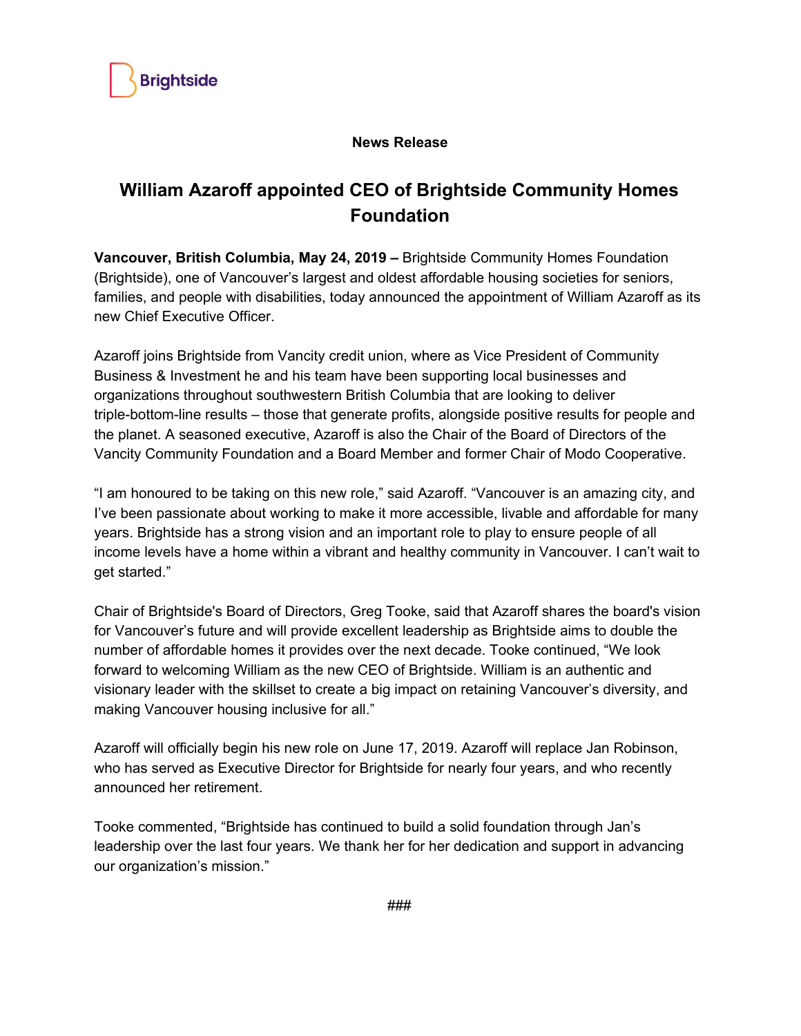Brightside

**News Release**

# William Azaroff appointed CEO of Brightside Community Homes Foundation

**Vancouver, British Columbia, May 24, 2019 –** Brightside Community Homes Foundation (Brightside), one of Vancouver's largest and oldest affordable housing societies for seniors, families, and people with disabilities, today announced the appointment of William Azaroff as its new Chief Executive Officer.

Azaroff joins Brightside from Vancity credit union, where as Vice President of Community Business & Investment he and his team have been supporting local businesses and organizations throughout southwestern British Columbia that are looking to deliver triple-bottom-line results – those that generate profits, alongside positive results for people and the planet. A seasoned executive, Azaroff is also the Chair of the Board of Directors of the Vancity Community Foundation and a Board Member and former Chair of Modo Cooperative.

"I am honoured to be taking on this new role," said Azaroff. "Vancouver is an amazing city, and I've been passionate about working to make it more accessible, livable and affordable for many years. Brightside has a strong vision and an important role to play to ensure people of all income levels have a home within a vibrant and healthy community in Vancouver. I can't wait to get started."

Chair of Brightside's Board of Directors, Greg Tooke, said that Azaroff shares the board's vision for Vancouver's future and will provide excellent leadership as Brightside aims to double the number of affordable homes it provides over the next decade. Tooke continued, "We look forward to welcoming William as the new CEO of Brightside. William is an authentic and visionary leader with the skillset to create a big impact on retaining Vancouver's diversity, and making Vancouver housing inclusive for all."

Azaroff will officially begin his new role on June 17, 2019. Azaroff will replace Jan Robinson, who has served as Executive Director for Brightside for nearly four years, and who recently announced her retirement.

Tooke commented, "Brightside has continued to build a solid foundation through Jan's leadership over the last four years. We thank her for her dedication and support in advancing our organization's mission."

###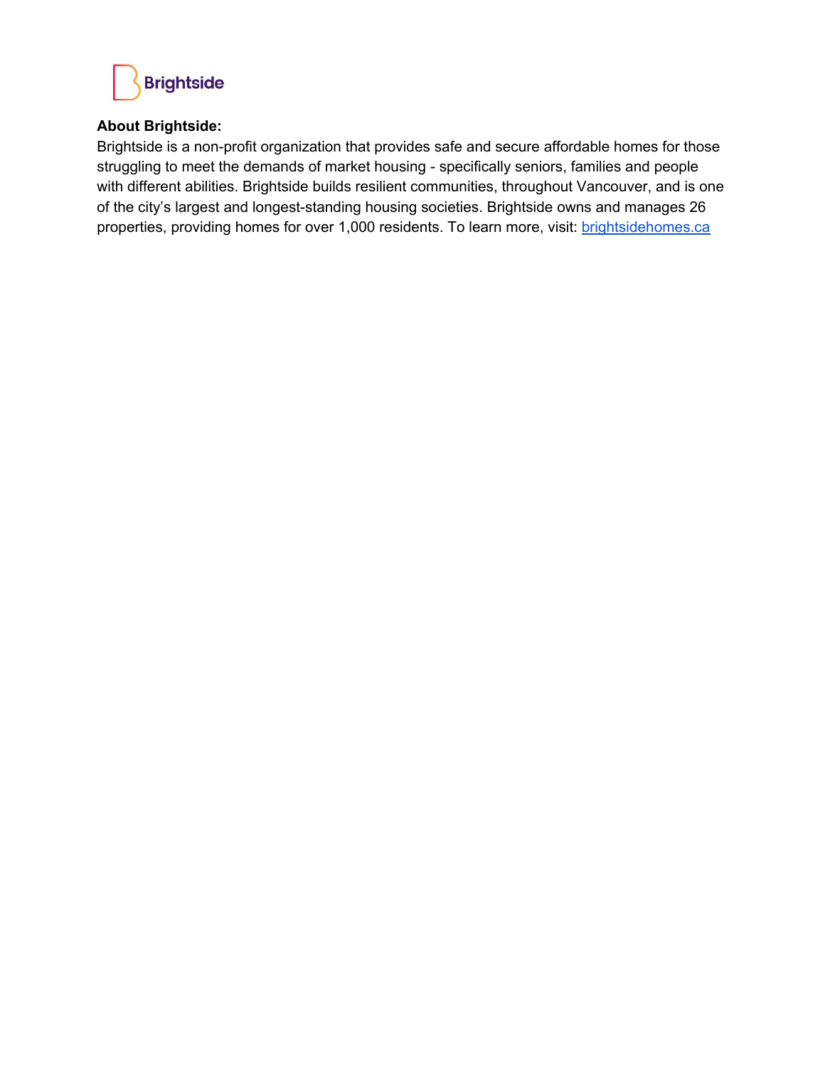Brightside

**About Brightside:**

Brightside is a non-profit organization that provides safe and secure affordable homes for those struggling to meet the demands of market housing - specifically seniors, families and people with different abilities. Brightside builds resilient communities, throughout Vancouver, and is one of the city's largest and longest-standing housing societies. Brightside owns and manages 26 properties, providing homes for over 1,000 residents. To learn more, visit: [brightsidehomes.ca](https://brightsidehomes.ca)